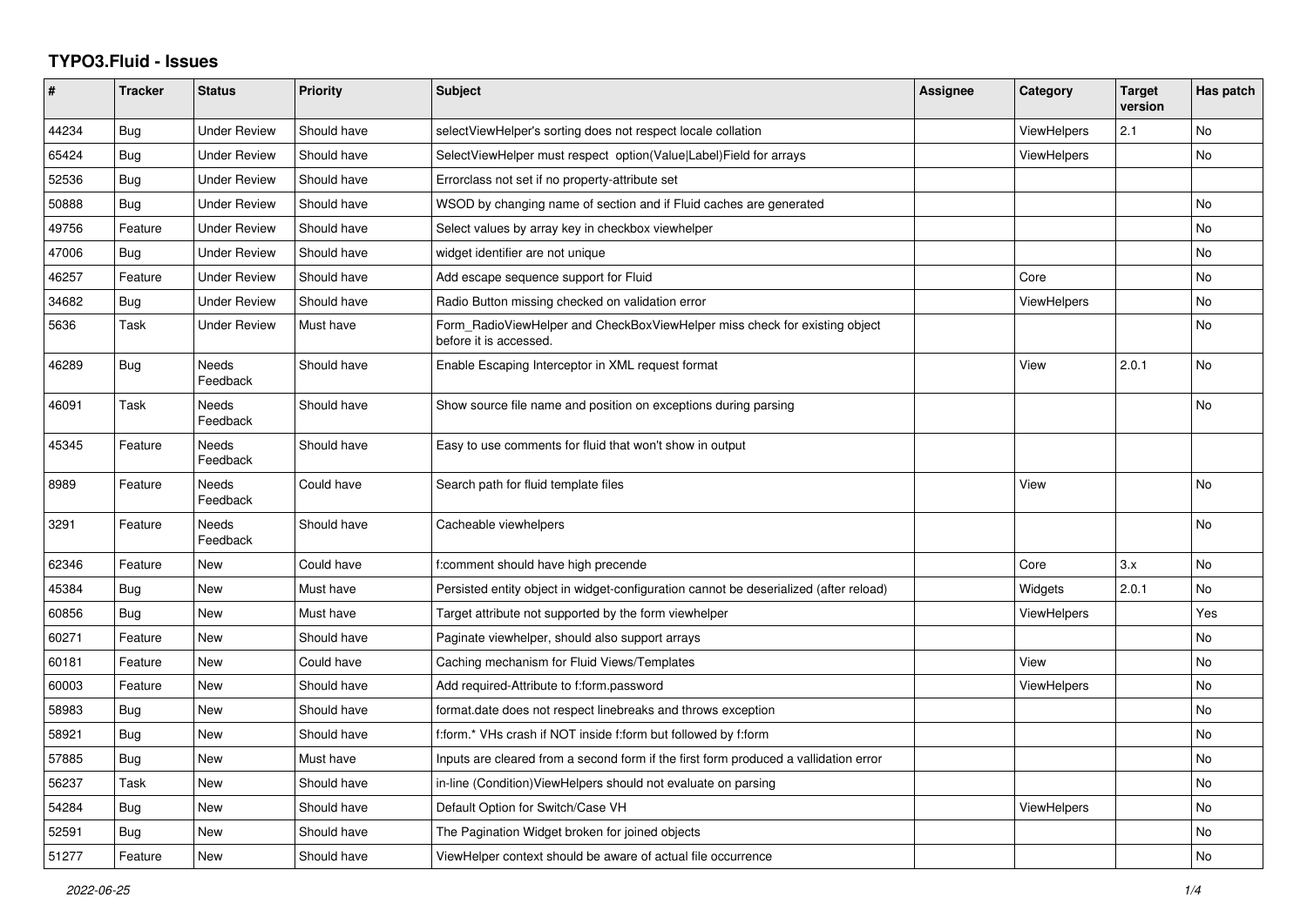# TYPO3.Fluid - Issues

| # | Tracker | Status | Priority | Subject | Assignee | Category | Target version | Has patch |
|---|---|---|---|---|---|---|---|---|
| 44234 | Bug | Under Review | Should have | selectViewHelper's sorting does not respect locale collation | | ViewHelpers | 2.1 | No |
| 65424 | Bug | Under Review | Should have | SelectViewHelper must respect option(Value\|Label)Field for arrays | | ViewHelpers | | No |
| 52536 | Bug | Under Review | Should have | Errorclass not set if no property-attribute set | | | | |
| 50888 | Bug | Under Review | Should have | WSOD by changing name of section and if Fluid caches are generated | | | | No |
| 49756 | Feature | Under Review | Should have | Select values by array key in checkbox viewhelper | | | | No |
| 47006 | Bug | Under Review | Should have | widget identifier are not unique | | | | No |
| 46257 | Feature | Under Review | Should have | Add escape sequence support for Fluid | | Core | | No |
| 34682 | Bug | Under Review | Should have | Radio Button missing checked on validation error | | ViewHelpers | | No |
| 5636 | Task | Under Review | Must have | Form_RadioViewHelper and CheckBoxViewHelper miss check for existing object before it is accessed. | | | | No |
| 46289 | Bug | Needs Feedback | Should have | Enable Escaping Interceptor in XML request format | | View | 2.0.1 | No |
| 46091 | Task | Needs Feedback | Should have | Show source file name and position on exceptions during parsing | | | | No |
| 45345 | Feature | Needs Feedback | Should have | Easy to use comments for fluid that won't show in output | | | | |
| 8989 | Feature | Needs Feedback | Could have | Search path for fluid template files | | View | | No |
| 3291 | Feature | Needs Feedback | Should have | Cacheable viewhelpers | | | | No |
| 62346 | Feature | New | Could have | f:comment should have high precende | | Core | 3.x | No |
| 45384 | Bug | New | Must have | Persisted entity object in widget-configuration cannot be deserialized (after reload) | | Widgets | 2.0.1 | No |
| 60856 | Bug | New | Must have | Target attribute not supported by the form viewhelper | | ViewHelpers | | Yes |
| 60271 | Feature | New | Should have | Paginate viewhelper, should also support arrays | | | | No |
| 60181 | Feature | New | Could have | Caching mechanism for Fluid Views/Templates | | View | | No |
| 60003 | Feature | New | Should have | Add required-Attribute to f:form.password | | ViewHelpers | | No |
| 58983 | Bug | New | Should have | format.date does not respect linebreaks and throws exception | | | | No |
| 58921 | Bug | New | Should have | f:form.* VHs crash if NOT inside f:form but followed by f:form | | | | No |
| 57885 | Bug | New | Must have | Inputs are cleared from a second form if the first form produced a vallidation error | | | | No |
| 56237 | Task | New | Should have | in-line (Condition)ViewHelpers should not evaluate on parsing | | | | No |
| 54284 | Bug | New | Should have | Default Option for Switch/Case VH | | ViewHelpers | | No |
| 52591 | Bug | New | Should have | The Pagination Widget broken for joined objects | | | | No |
| 51277 | Feature | New | Should have | ViewHelper context should be aware of actual file occurrence | | | | No |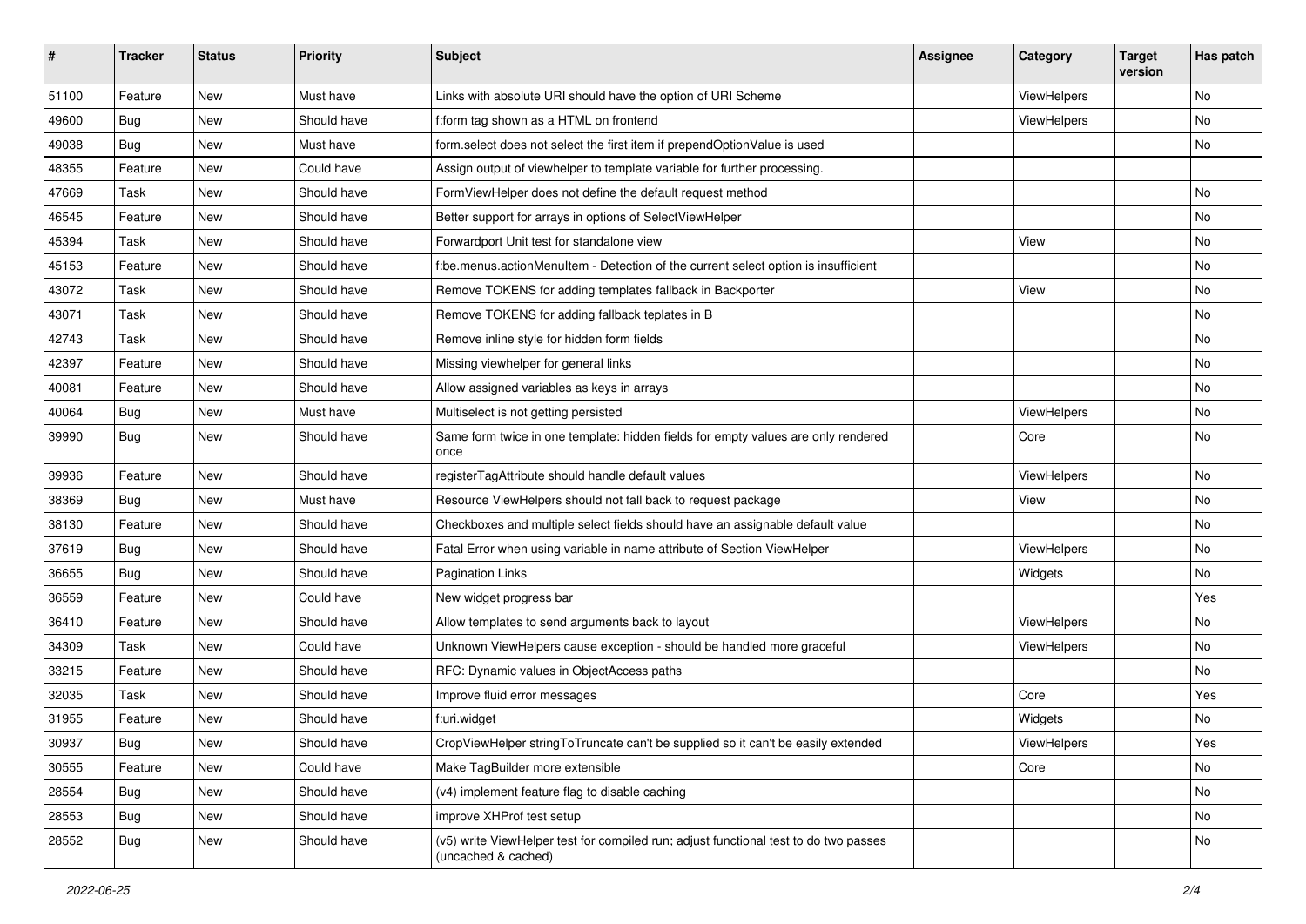| # | Tracker | Status | Priority | Subject | Assignee | Category | Target version | Has patch |
|---|---|---|---|---|---|---|---|---|
| 51100 | Feature | New | Must have | Links with absolute URI should have the option of URI Scheme | | ViewHelpers | | No |
| 49600 | Bug | New | Should have | f:form tag shown as a HTML on frontend | | ViewHelpers | | No |
| 49038 | Bug | New | Must have | form.select does not select the first item if prependOptionValue is used | | | | No |
| 48355 | Feature | New | Could have | Assign output of viewhelper to template variable for further processing. | | | | |
| 47669 | Task | New | Should have | FormViewHelper does not define the default request method | | | | No |
| 46545 | Feature | New | Should have | Better support for arrays in options of SelectViewHelper | | | | No |
| 45394 | Task | New | Should have | Forwardport Unit test for standalone view | | View | | No |
| 45153 | Feature | New | Should have | f:be.menus.actionMenuItem - Detection of the current select option is insufficient | | | | No |
| 43072 | Task | New | Should have | Remove TOKENS for adding templates fallback in Backporter | | View | | No |
| 43071 | Task | New | Should have | Remove TOKENS for adding fallback teplates in B | | | | No |
| 42743 | Task | New | Should have | Remove inline style for hidden form fields | | | | No |
| 42397 | Feature | New | Should have | Missing viewhelper for general links | | | | No |
| 40081 | Feature | New | Should have | Allow assigned variables as keys in arrays | | | | No |
| 40064 | Bug | New | Must have | Multiselect is not getting persisted | | ViewHelpers | | No |
| 39990 | Bug | New | Should have | Same form twice in one template: hidden fields for empty values are only rendered once | | Core | | No |
| 39936 | Feature | New | Should have | registerTagAttribute should handle default values | | ViewHelpers | | No |
| 38369 | Bug | New | Must have | Resource ViewHelpers should not fall back to request package | | View | | No |
| 38130 | Feature | New | Should have | Checkboxes and multiple select fields should have an assignable default value | | | | No |
| 37619 | Bug | New | Should have | Fatal Error when using variable in name attribute of Section ViewHelper | | ViewHelpers | | No |
| 36655 | Bug | New | Should have | Pagination Links | | Widgets | | No |
| 36559 | Feature | New | Could have | New widget progress bar | | | | Yes |
| 36410 | Feature | New | Should have | Allow templates to send arguments back to layout | | ViewHelpers | | No |
| 34309 | Task | New | Could have | Unknown ViewHelpers cause exception - should be handled more graceful | | ViewHelpers | | No |
| 33215 | Feature | New | Should have | RFC: Dynamic values in ObjectAccess paths | | | | No |
| 32035 | Task | New | Should have | Improve fluid error messages | | Core | | Yes |
| 31955 | Feature | New | Should have | f:uri.widget | | Widgets | | No |
| 30937 | Bug | New | Should have | CropViewHelper stringToTruncate can't be supplied so it can't be easily extended | | ViewHelpers | | Yes |
| 30555 | Feature | New | Could have | Make TagBuilder more extensible | | Core | | No |
| 28554 | Bug | New | Should have | (v4) implement feature flag to disable caching | | | | No |
| 28553 | Bug | New | Should have | improve XHProf test setup | | | | No |
| 28552 | Bug | New | Should have | (v5) write ViewHelper test for compiled run; adjust functional test to do two passes (uncached & cached) | | | | No |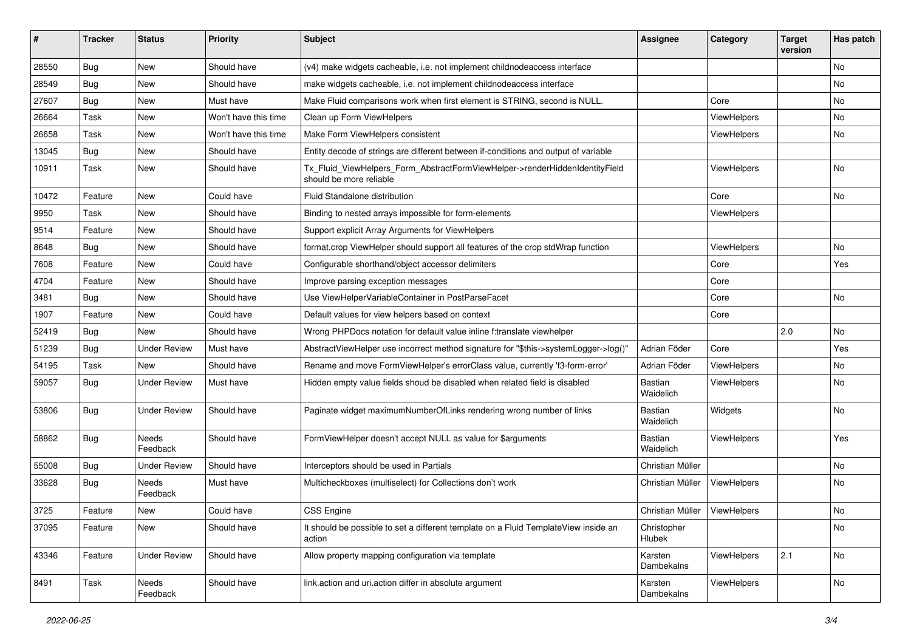| # | Tracker | Status | Priority | Subject | Assignee | Category | Target version | Has patch |
|---|---|---|---|---|---|---|---|---|
| 28550 | Bug | New | Should have | (v4) make widgets cacheable, i.e. not implement childnodeaccess interface | | | | No |
| 28549 | Bug | New | Should have | make widgets cacheable, i.e. not implement childnodeaccess interface | | | | No |
| 27607 | Bug | New | Must have | Make Fluid comparisons work when first element is STRING, second is NULL. | | Core | | No |
| 26664 | Task | New | Won't have this time | Clean up Form ViewHelpers | | ViewHelpers | | No |
| 26658 | Task | New | Won't have this time | Make Form ViewHelpers consistent | | ViewHelpers | | No |
| 13045 | Bug | New | Should have | Entity decode of strings are different between if-conditions and output of variable | | | | |
| 10911 | Task | New | Should have | Tx_Fluid_ViewHelpers_Form_AbstractFormViewHelper->renderHiddenIdentityField should be more reliable | | ViewHelpers | | No |
| 10472 | Feature | New | Could have | Fluid Standalone distribution | | Core | | No |
| 9950 | Task | New | Should have | Binding to nested arrays impossible for form-elements | | ViewHelpers | | |
| 9514 | Feature | New | Should have | Support explicit Array Arguments for ViewHelpers | | | | |
| 8648 | Bug | New | Should have | format.crop ViewHelper should support all features of the crop stdWrap function | | ViewHelpers | | No |
| 7608 | Feature | New | Could have | Configurable shorthand/object accessor delimiters | | Core | | Yes |
| 4704 | Feature | New | Should have | Improve parsing exception messages | | Core | | |
| 3481 | Bug | New | Should have | Use ViewHelperVariableContainer in PostParseFacet | | Core | | No |
| 1907 | Feature | New | Could have | Default values for view helpers based on context | | Core | | |
| 52419 | Bug | New | Should have | Wrong PHPDocs notation for default value inline f:translate viewhelper | | | 2.0 | No |
| 51239 | Bug | Under Review | Must have | AbstractViewHelper use incorrect method signature for "$this->systemLogger->log()" | Adrian Föder | Core | | Yes |
| 54195 | Task | New | Should have | Rename and move FormViewHelper's errorClass value, currently 'f3-form-error' | Adrian Föder | ViewHelpers | | No |
| 59057 | Bug | Under Review | Must have | Hidden empty value fields shoud be disabled when related field is disabled | Bastian Waidelich | ViewHelpers | | No |
| 53806 | Bug | Under Review | Should have | Paginate widget maximumNumberOfLinks rendering wrong number of links | Bastian Waidelich | Widgets | | No |
| 58862 | Bug | Needs Feedback | Should have | FormViewHelper doesn't accept NULL as value for $arguments | Bastian Waidelich | ViewHelpers | | Yes |
| 55008 | Bug | Under Review | Should have | Interceptors should be used in Partials | Christian Müller | | | No |
| 33628 | Bug | Needs Feedback | Must have | Multicheckboxes (multiselect) for Collections don't work | Christian Müller | ViewHelpers | | No |
| 3725 | Feature | New | Could have | CSS Engine | Christian Müller | ViewHelpers | | No |
| 37095 | Feature | New | Should have | It should be possible to set a different template on a Fluid TemplateView inside an action | Christopher Hlubek | | | No |
| 43346 | Feature | Under Review | Should have | Allow property mapping configuration via template | Karsten Dambekalns | ViewHelpers | 2.1 | No |
| 8491 | Task | Needs Feedback | Should have | link.action and uri.action differ in absolute argument | Karsten Dambekalns | ViewHelpers | | No |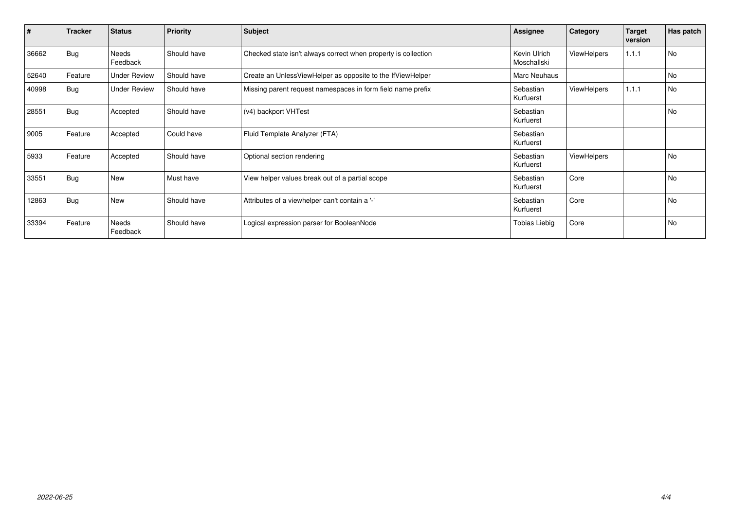| # | Tracker | Status | Priority | Subject | Assignee | Category | Target version | Has patch |
|---|---|---|---|---|---|---|---|---|
| 36662 | Bug | Needs Feedback | Should have | Checked state isn't always correct when property is collection | Kevin Ulrich Moschallski | ViewHelpers | 1.1.1 | No |
| 52640 | Feature | Under Review | Should have | Create an UnlessViewHelper as opposite to the IfViewHelper | Marc Neuhaus | | | No |
| 40998 | Bug | Under Review | Should have | Missing parent request namespaces in form field name prefix | Sebastian Kurfuerst | ViewHelpers | 1.1.1 | No |
| 28551 | Bug | Accepted | Should have | (v4) backport VHTest | Sebastian Kurfuerst | | | No |
| 9005 | Feature | Accepted | Could have | Fluid Template Analyzer (FTA) | Sebastian Kurfuerst | | | |
| 5933 | Feature | Accepted | Should have | Optional section rendering | Sebastian Kurfuerst | ViewHelpers | | No |
| 33551 | Bug | New | Must have | View helper values break out of a partial scope | Sebastian Kurfuerst | Core | | No |
| 12863 | Bug | New | Should have | Attributes of a viewhelper can't contain a '-' | Sebastian Kurfuerst | Core | | No |
| 33394 | Feature | Needs Feedback | Should have | Logical expression parser for BooleanNode | Tobias Liebig | Core | | No |

*2022-06-25*